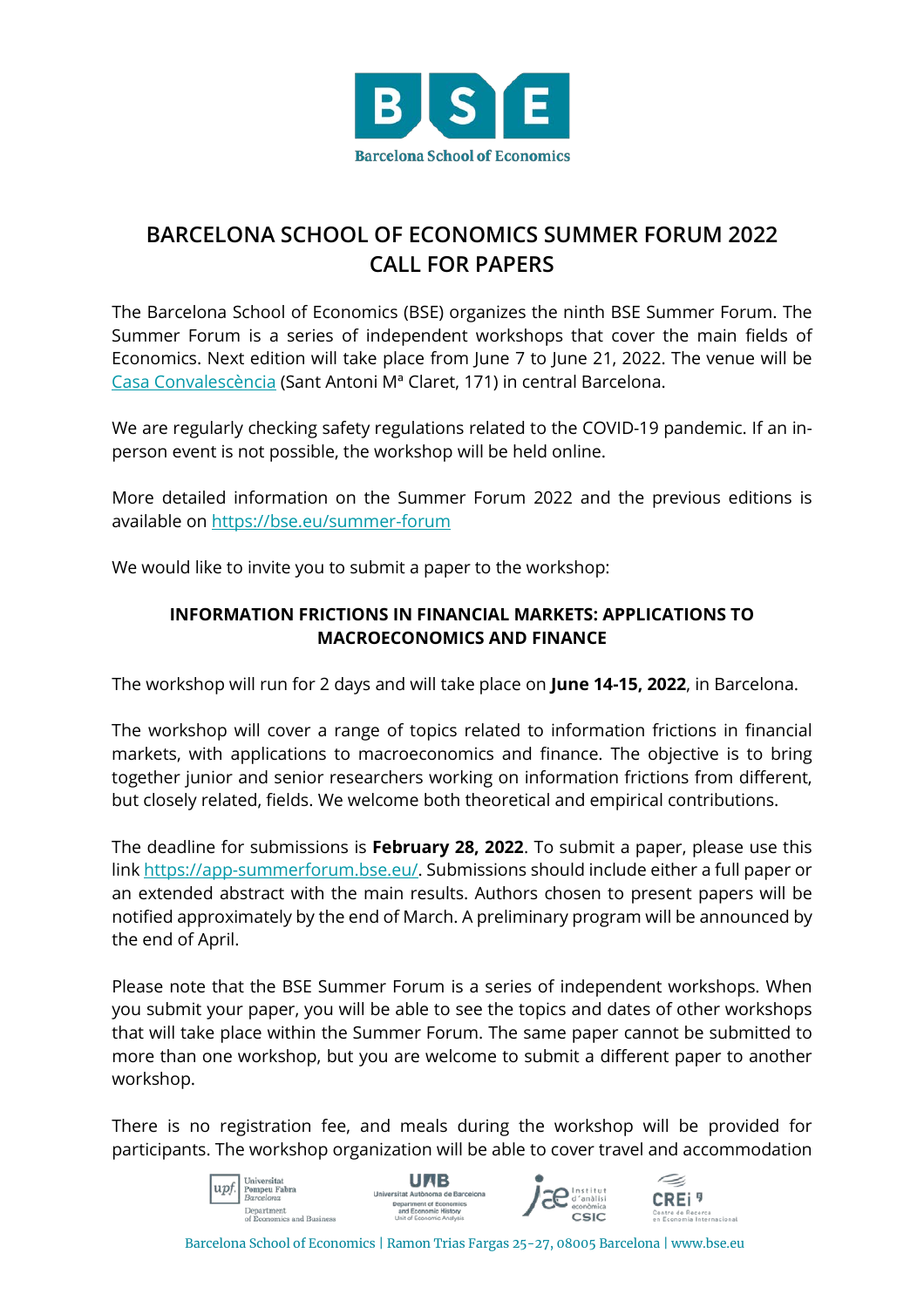# BARCELONA SCHOOL OF ECONOMICS SUMMER FORUM 2022
# CALL FOR PAPERS

The Barcelona School of Economics (BSE) organizes the ninth BSE Summer Forum. The Summer Forum is a series of independent workshops that cover the main fields of Economics. Next edition will take place from June 7 to June 21, 2022. The venue will be [Casa Convalescència](Casa Convalescència) (Sant Antoni Mª Claret, 171) in central Barcelona.

We are regularly checking safety regulations related to the COVID-19 pandemic. If an in-person event is not possible, the workshop will be held online.

More detailed information on the Summer Forum 2022 and the previous editions is available on [https://bse.eu/summer-forum](https://bse.eu/summer-forum)

We would like to invite you to submit a paper to the workshop:

## INFORMATION FRICTIONS IN FINANCIAL MARKETS: APPLICATIONS TO MACROECONOMICS AND FINANCE

The workshop will run for 2 days and will take place on **June 14-15, 2022**, in Barcelona.

The workshop will cover a range of topics related to information frictions in financial markets, with applications to macroeconomics and finance. The objective is to bring together junior and senior researchers working on information frictions from different, but closely related, fields. We welcome both theoretical and empirical contributions.

The deadline for submissions is **February 28, 2022**. To submit a paper, please use this link [https://app-summerforum.bse.eu/](https://app-summerforum.bse.eu/). Submissions should include either a full paper or an extended abstract with the main results. Authors chosen to present papers will be notified approximately by the end of March. A preliminary program will be announced by the end of April.

Please note that the BSE Summer Forum is a series of independent workshops. When you submit your paper, you will be able to see the topics and dates of other workshops that will take place within the Summer Forum. The same paper cannot be submitted to more than one workshop, but you are welcome to submit a different paper to another workshop.

There is no registration fee, and meals during the workshop will be provided for participants. The workshop organization will be able to cover travel and accommodation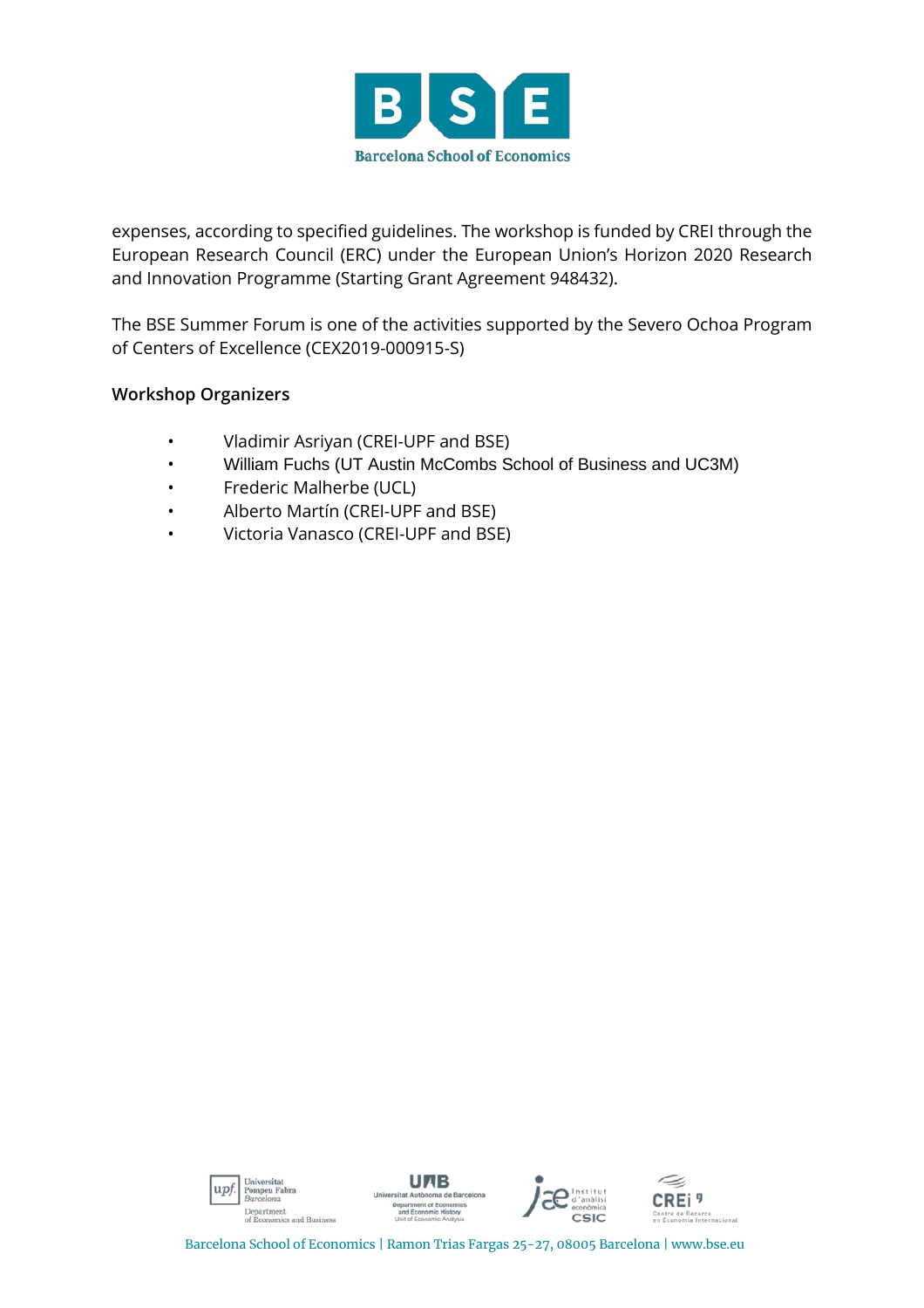expenses, according to specified guidelines. The workshop is funded by CREI through the European Research Council (ERC) under the European Union's Horizon 2020 Research and Innovation Programme (Starting Grant Agreement 948432).

The BSE Summer Forum is one of the activities supported by the Severo Ochoa Program of Centers of Excellence (CEX2019-000915-S)

**Workshop Organizers**

- Vladimir Asriyan (CREI-UPF and BSE)
- William Fuchs (UT Austin McCombs School of Business and UC3M)
- Frederic Malherbe (UCL)
- Alberto Martín (CREI-UPF and BSE)
- Victoria Vanasco (CREI-UPF and BSE)